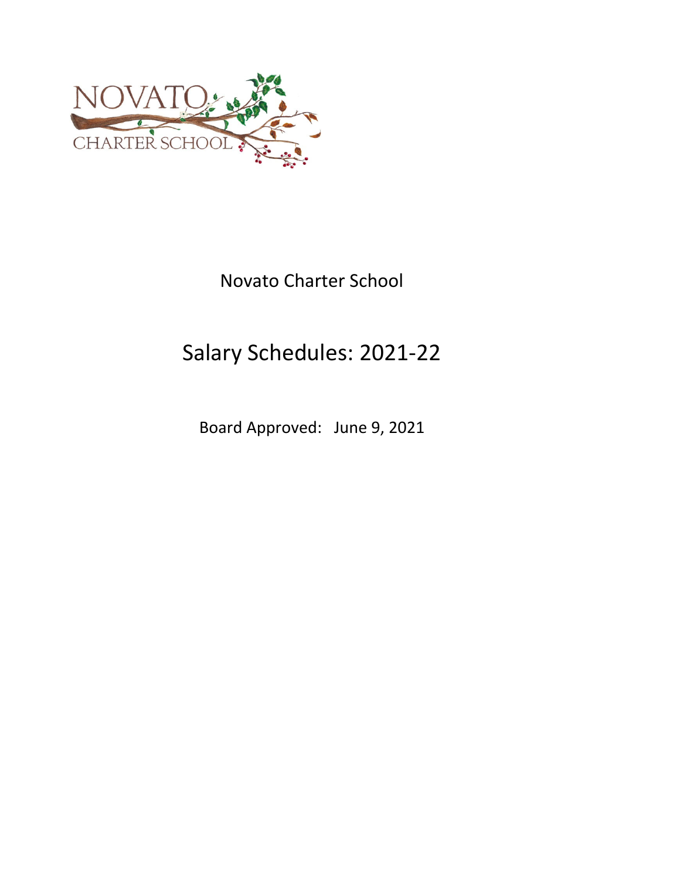Novato Charter School

# Salary Schedules: 2021-22

Board Approved: June 9, 2021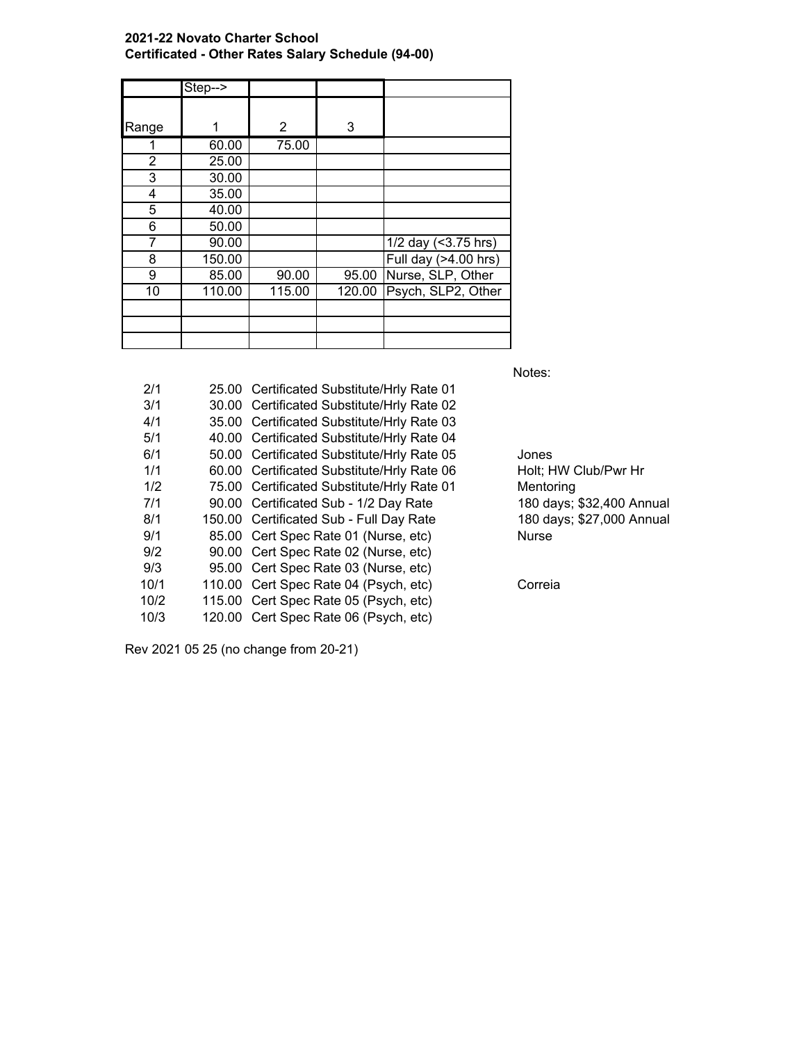**2021-22 Novato Charter School**
**Certificated - Other Rates Salary Schedule (94-00)**

| Range | Step--> 1 | 2 | 3 | |
|---|---|---|---|---|
| 1 | 60.00 | 75.00 | | |
| 2 | 25.00 | | | |
| 3 | 30.00 | | | |
| 4 | 35.00 | | | |
| 5 | 40.00 | | | |
| 6 | 50.00 | | | |
| 7 | 90.00 | | | 1/2 day (<3.75 hrs) |
| 8 | 150.00 | | | Full day (>4.00 hrs) |
| 9 | 85.00 | 90.00 | 95.00 | Nurse, SLP, Other |
| 10 | 110.00 | 115.00 | 120.00 | Psych, SLP2, Other |
| | | | | |
| | | | | |
| | | | | |

| | | | Notes: |
|---|---|---|---|
| 2/1 | 25.00 | Certificated Substitute/Hrly Rate 01 | |
| 3/1 | 30.00 | Certificated Substitute/Hrly Rate 02 | |
| 4/1 | 35.00 | Certificated Substitute/Hrly Rate 03 | |
| 5/1 | 40.00 | Certificated Substitute/Hrly Rate 04 | |
| 6/1 | 50.00 | Certificated Substitute/Hrly Rate 05 | Jones |
| 1/1 | 60.00 | Certificated Substitute/Hrly Rate 06 | Holt; HW Club/Pwr Hr |
| 1/2 | 75.00 | Certificated Substitute/Hrly Rate 01 | Mentoring |
| 7/1 | 90.00 | Certificated Sub - 1/2 Day Rate | 180 days; $32,400 Annual |
| 8/1 | 150.00 | Certificated Sub - Full Day Rate | 180 days; $27,000 Annual |
| 9/1 | 85.00 | Cert Spec Rate 01 (Nurse, etc) | Nurse |
| 9/2 | 90.00 | Cert Spec Rate 02 (Nurse, etc) | |
| 9/3 | 95.00 | Cert Spec Rate 03 (Nurse, etc) | |
| 10/1 | 110.00 | Cert Spec Rate 04 (Psych, etc) | Correia |
| 10/2 | 115.00 | Cert Spec Rate 05 (Psych, etc) | |
| 10/3 | 120.00 | Cert Spec Rate 06 (Psych, etc) | |

Rev 2021 05 25 (no change from 20-21)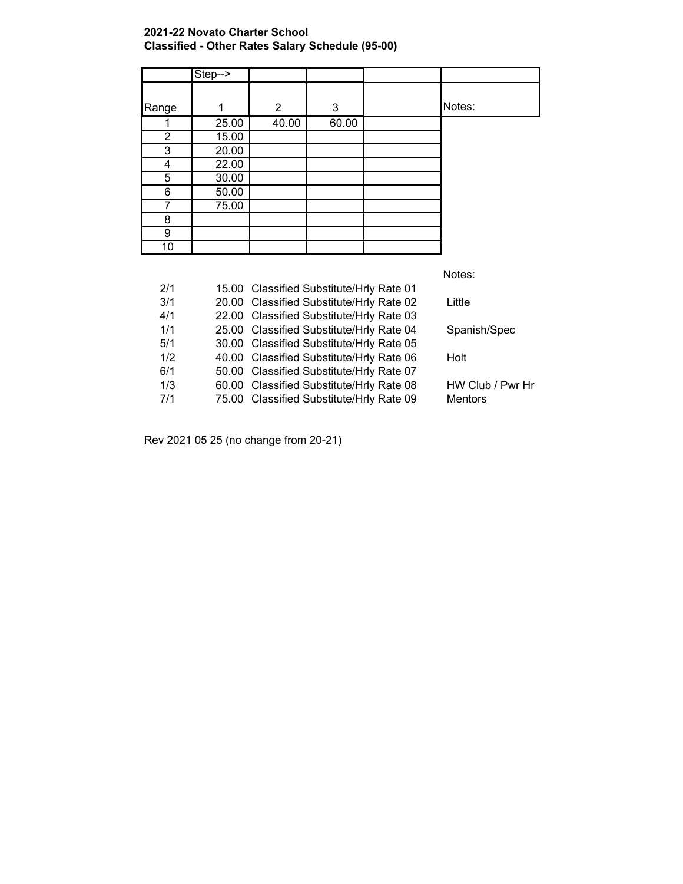**2021-22 Novato Charter School**
**Classified - Other Rates Salary Schedule (95-00)**

| Range | Step--> 1 | 2 | 3 | | Notes: |
|---|---|---|---|---|---|
| 1 | 25.00 | 40.00 | 60.00 | | |
| 2 | 15.00 | | | | |
| 3 | 20.00 | | | | |
| 4 | 22.00 | | | | |
| 5 | 30.00 | | | | |
| 6 | 50.00 | | | | |
| 7 | 75.00 | | | | |
| 8 | | | | | |
| 9 | | | | | |
| 10 | | | | | |

| | | | Notes: |
|---|---|---|---|
| 2/1 | 15.00 | Classified Substitute/Hrly Rate 01 | |
| 3/1 | 20.00 | Classified Substitute/Hrly Rate 02 | Little |
| 4/1 | 22.00 | Classified Substitute/Hrly Rate 03 | |
| 1/1 | 25.00 | Classified Substitute/Hrly Rate 04 | Spanish/Spec |
| 5/1 | 30.00 | Classified Substitute/Hrly Rate 05 | |
| 1/2 | 40.00 | Classified Substitute/Hrly Rate 06 | Holt |
| 6/1 | 50.00 | Classified Substitute/Hrly Rate 07 | |
| 1/3 | 60.00 | Classified Substitute/Hrly Rate 08 | HW Club / Pwr Hr |
| 7/1 | 75.00 | Classified Substitute/Hrly Rate 09 | Mentors |

Rev 2021 05 25 (no change from 20-21)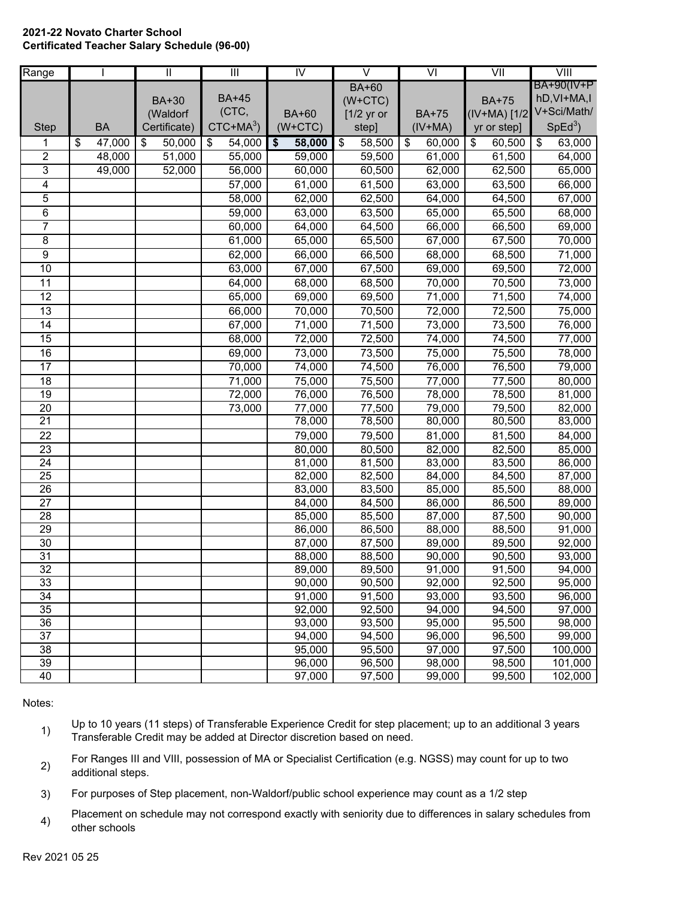**2021-22 Novato Charter School**
**Certificated Teacher Salary Schedule (96-00)**

| Range | I | II | III | IV | V | VI | VII | VIII |
|---|---|---|---|---|---|---|---|---|
| Step | BA | BA+30 (Waldorf Certificate) | BA+45 (CTC, CTC+MA[3]) | BA+60 (W+CTC) | BA+60 (W+CTC) [1/2 yr or step] | BA+75 (IV+MA) | BA+75 (IV+MA) [1/2 yr or step] | BA+90(IV+PhD,VI+MA,IV+Sci/Math/SpEd[3]) |
| 1 | $ 47,000 | $ 50,000 | $ 54,000 | **$ 58,000** | $ 58,500 | $ 60,000 | $ 60,500 | $ 63,000 |
| 2 | 48,000 | 51,000 | 55,000 | 59,000 | 59,500 | 61,000 | 61,500 | 64,000 |
| 3 | 49,000 | 52,000 | 56,000 | 60,000 | 60,500 | 62,000 | 62,500 | 65,000 |
| 4 | | | 57,000 | 61,000 | 61,500 | 63,000 | 63,500 | 66,000 |
| 5 | | | 58,000 | 62,000 | 62,500 | 64,000 | 64,500 | 67,000 |
| 6 | | | 59,000 | 63,000 | 63,500 | 65,000 | 65,500 | 68,000 |
| 7 | | | 60,000 | 64,000 | 64,500 | 66,000 | 66,500 | 69,000 |
| 8 | | | 61,000 | 65,000 | 65,500 | 67,000 | 67,500 | 70,000 |
| 9 | | | 62,000 | 66,000 | 66,500 | 68,000 | 68,500 | 71,000 |
| 10 | | | 63,000 | 67,000 | 67,500 | 69,000 | 69,500 | 72,000 |
| 11 | | | 64,000 | 68,000 | 68,500 | 70,000 | 70,500 | 73,000 |
| 12 | | | 65,000 | 69,000 | 69,500 | 71,000 | 71,500 | 74,000 |
| 13 | | | 66,000 | 70,000 | 70,500 | 72,000 | 72,500 | 75,000 |
| 14 | | | 67,000 | 71,000 | 71,500 | 73,000 | 73,500 | 76,000 |
| 15 | | | 68,000 | 72,000 | 72,500 | 74,000 | 74,500 | 77,000 |
| 16 | | | 69,000 | 73,000 | 73,500 | 75,000 | 75,500 | 78,000 |
| 17 | | | 70,000 | 74,000 | 74,500 | 76,000 | 76,500 | 79,000 |
| 18 | | | 71,000 | 75,000 | 75,500 | 77,000 | 77,500 | 80,000 |
| 19 | | | 72,000 | 76,000 | 76,500 | 78,000 | 78,500 | 81,000 |
| 20 | | | 73,000 | 77,000 | 77,500 | 79,000 | 79,500 | 82,000 |
| 21 | | | | 78,000 | 78,500 | 80,000 | 80,500 | 83,000 |
| 22 | | | | 79,000 | 79,500 | 81,000 | 81,500 | 84,000 |
| 23 | | | | 80,000 | 80,500 | 82,000 | 82,500 | 85,000 |
| 24 | | | | 81,000 | 81,500 | 83,000 | 83,500 | 86,000 |
| 25 | | | | 82,000 | 82,500 | 84,000 | 84,500 | 87,000 |
| 26 | | | | 83,000 | 83,500 | 85,000 | 85,500 | 88,000 |
| 27 | | | | 84,000 | 84,500 | 86,000 | 86,500 | 89,000 |
| 28 | | | | 85,000 | 85,500 | 87,000 | 87,500 | 90,000 |
| 29 | | | | 86,000 | 86,500 | 88,000 | 88,500 | 91,000 |
| 30 | | | | 87,000 | 87,500 | 89,000 | 89,500 | 92,000 |
| 31 | | | | 88,000 | 88,500 | 90,000 | 90,500 | 93,000 |
| 32 | | | | 89,000 | 89,500 | 91,000 | 91,500 | 94,000 |
| 33 | | | | 90,000 | 90,500 | 92,000 | 92,500 | 95,000 |
| 34 | | | | 91,000 | 91,500 | 93,000 | 93,500 | 96,000 |
| 35 | | | | 92,000 | 92,500 | 94,000 | 94,500 | 97,000 |
| 36 | | | | 93,000 | 93,500 | 95,000 | 95,500 | 98,000 |
| 37 | | | | 94,000 | 94,500 | 96,000 | 96,500 | 99,000 |
| 38 | | | | 95,000 | 95,500 | 97,000 | 97,500 | 100,000 |
| 39 | | | | 96,000 | 96,500 | 98,000 | 98,500 | 101,000 |
| 40 | | | | 97,000 | 97,500 | 99,000 | 99,500 | 102,000 |

Notes:

1) Up to 10 years (11 steps) of Transferable Experience Credit for step placement; up to an additional 3 years Transferable Credit may be added at Director discretion based on need.

2) For Ranges III and VIII, possession of MA or Specialist Certification (e.g. NGSS) may count for up to two additional steps.

3) For purposes of Step placement, non-Waldorf/public school experience may count as a 1/2 step

4) Placement on schedule may not correspond exactly with seniority due to differences in salary schedules from other schools

Rev 2021 05 25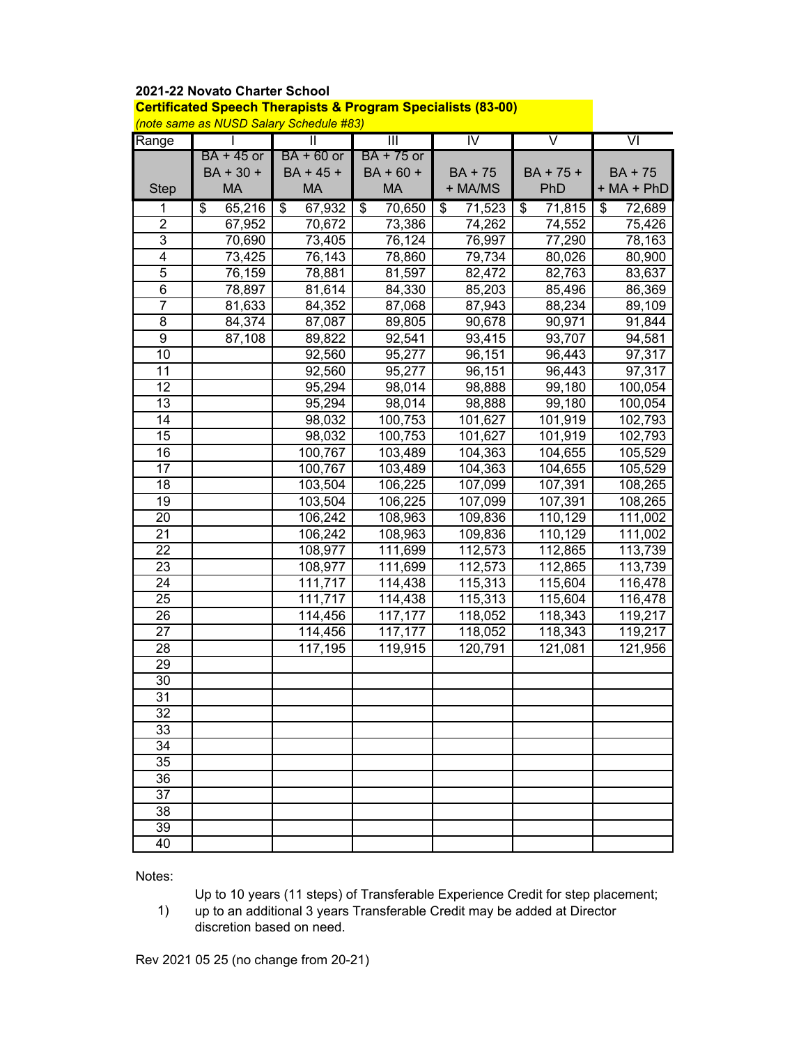**2021-22 Novato Charter School**

**Certificated Speech Therapists & Program Specialists (83-00)**

*(note same as NUSD Salary Schedule #83)*

| Range | I | II | III | IV | V | VI |
|---|---|---|---|---|---|---|
| Step | BA + 45 or BA + 30 + MA | BA + 60 or BA + 45 + MA | BA + 75 or BA + 60 + MA | BA + 75 + MA/MS | BA + 75 + PhD | BA + 75 + MA + PhD |
| 1 | $ 65,216 | $ 67,932 | $ 70,650 | $ 71,523 | $ 71,815 | $ 72,689 |
| 2 | 67,952 | 70,672 | 73,386 | 74,262 | 74,552 | 75,426 |
| 3 | 70,690 | 73,405 | 76,124 | 76,997 | 77,290 | 78,163 |
| 4 | 73,425 | 76,143 | 78,860 | 79,734 | 80,026 | 80,900 |
| 5 | 76,159 | 78,881 | 81,597 | 82,472 | 82,763 | 83,637 |
| 6 | 78,897 | 81,614 | 84,330 | 85,203 | 85,496 | 86,369 |
| 7 | 81,633 | 84,352 | 87,068 | 87,943 | 88,234 | 89,109 |
| 8 | 84,374 | 87,087 | 89,805 | 90,678 | 90,971 | 91,844 |
| 9 | 87,108 | 89,822 | 92,541 | 93,415 | 93,707 | 94,581 |
| 10 | | 92,560 | 95,277 | 96,151 | 96,443 | 97,317 |
| 11 | | 92,560 | 95,277 | 96,151 | 96,443 | 97,317 |
| 12 | | 95,294 | 98,014 | 98,888 | 99,180 | 100,054 |
| 13 | | 95,294 | 98,014 | 98,888 | 99,180 | 100,054 |
| 14 | | 98,032 | 100,753 | 101,627 | 101,919 | 102,793 |
| 15 | | 98,032 | 100,753 | 101,627 | 101,919 | 102,793 |
| 16 | | 100,767 | 103,489 | 104,363 | 104,655 | 105,529 |
| 17 | | 100,767 | 103,489 | 104,363 | 104,655 | 105,529 |
| 18 | | 103,504 | 106,225 | 107,099 | 107,391 | 108,265 |
| 19 | | 103,504 | 106,225 | 107,099 | 107,391 | 108,265 |
| 20 | | 106,242 | 108,963 | 109,836 | 110,129 | 111,002 |
| 21 | | 106,242 | 108,963 | 109,836 | 110,129 | 111,002 |
| 22 | | 108,977 | 111,699 | 112,573 | 112,865 | 113,739 |
| 23 | | 108,977 | 111,699 | 112,573 | 112,865 | 113,739 |
| 24 | | 111,717 | 114,438 | 115,313 | 115,604 | 116,478 |
| 25 | | 111,717 | 114,438 | 115,313 | 115,604 | 116,478 |
| 26 | | 114,456 | 117,177 | 118,052 | 118,343 | 119,217 |
| 27 | | 114,456 | 117,177 | 118,052 | 118,343 | 119,217 |
| 28 | | 117,195 | 119,915 | 120,791 | 121,081 | 121,956 |
| 29 | | | | | | |
| 30 | | | | | | |
| 31 | | | | | | |
| 32 | | | | | | |
| 33 | | | | | | |
| 34 | | | | | | |
| 35 | | | | | | |
| 36 | | | | | | |
| 37 | | | | | | |
| 38 | | | | | | |
| 39 | | | | | | |
| 40 | | | | | | |

Notes:

1) Up to 10 years (11 steps) of Transferable Experience Credit for step placement; up to an additional 3 years Transferable Credit may be added at Director discretion based on need.

Rev 2021 05 25 (no change from 20-21)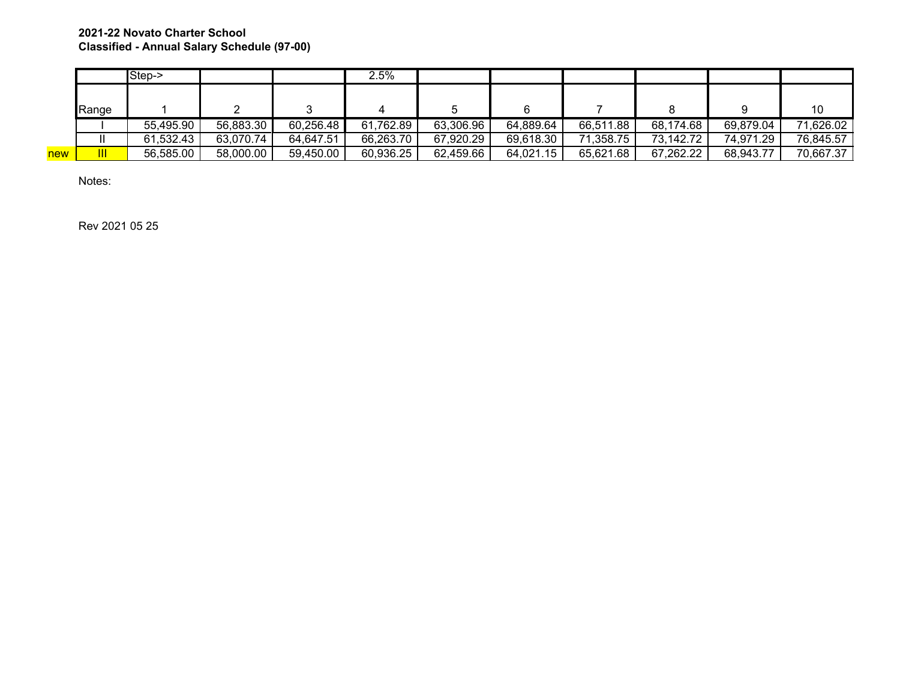**2021-22 Novato Charter School**
**Classified - Annual Salary Schedule (97-00)**

| | | Step-> | | | 2.5% | | | | | | |
|---|---|---|---|---|---|---|---|---|---|---|---|
| | Range | 1 | 2 | 3 | 4 | 5 | 6 | 7 | 8 | 9 | 10 |
| | I | 55,495.90 | 56,883.30 | 60,256.48 | 61,762.89 | 63,306.96 | 64,889.64 | 66,511.88 | 68,174.68 | 69,879.04 | 71,626.02 |
| | II | 61,532.43 | 63,070.74 | 64,647.51 | 66,263.70 | 67,920.29 | 69,618.30 | 71,358.75 | 73,142.72 | 74,971.29 | 76,845.57 |
| new | III | 56,585.00 | 58,000.00 | 59,450.00 | 60,936.25 | 62,459.66 | 64,021.15 | 65,621.68 | 67,262.22 | 68,943.77 | 70,667.37 |

Notes:

Rev 2021 05 25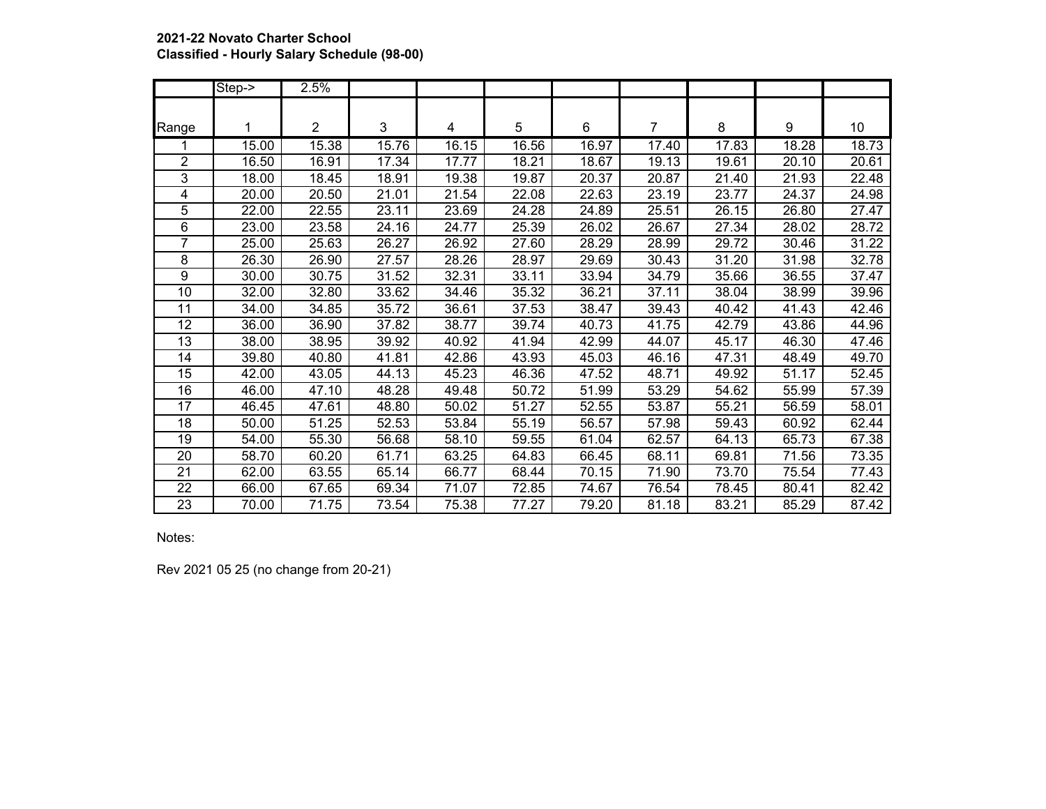**2021-22 Novato Charter School**
**Classified - Hourly Salary Schedule (98-00)**

| | Step-> | 2.5% | | | | | | | | |
|---|---|---|---|---|---|---|---|---|---|---|
| Range | 1 | 2 | 3 | 4 | 5 | 6 | 7 | 8 | 9 | 10 |
| 1 | 15.00 | 15.38 | 15.76 | 16.15 | 16.56 | 16.97 | 17.40 | 17.83 | 18.28 | 18.73 |
| 2 | 16.50 | 16.91 | 17.34 | 17.77 | 18.21 | 18.67 | 19.13 | 19.61 | 20.10 | 20.61 |
| 3 | 18.00 | 18.45 | 18.91 | 19.38 | 19.87 | 20.37 | 20.87 | 21.40 | 21.93 | 22.48 |
| 4 | 20.00 | 20.50 | 21.01 | 21.54 | 22.08 | 22.63 | 23.19 | 23.77 | 24.37 | 24.98 |
| 5 | 22.00 | 22.55 | 23.11 | 23.69 | 24.28 | 24.89 | 25.51 | 26.15 | 26.80 | 27.47 |
| 6 | 23.00 | 23.58 | 24.16 | 24.77 | 25.39 | 26.02 | 26.67 | 27.34 | 28.02 | 28.72 |
| 7 | 25.00 | 25.63 | 26.27 | 26.92 | 27.60 | 28.29 | 28.99 | 29.72 | 30.46 | 31.22 |
| 8 | 26.30 | 26.90 | 27.57 | 28.26 | 28.97 | 29.69 | 30.43 | 31.20 | 31.98 | 32.78 |
| 9 | 30.00 | 30.75 | 31.52 | 32.31 | 33.11 | 33.94 | 34.79 | 35.66 | 36.55 | 37.47 |
| 10 | 32.00 | 32.80 | 33.62 | 34.46 | 35.32 | 36.21 | 37.11 | 38.04 | 38.99 | 39.96 |
| 11 | 34.00 | 34.85 | 35.72 | 36.61 | 37.53 | 38.47 | 39.43 | 40.42 | 41.43 | 42.46 |
| 12 | 36.00 | 36.90 | 37.82 | 38.77 | 39.74 | 40.73 | 41.75 | 42.79 | 43.86 | 44.96 |
| 13 | 38.00 | 38.95 | 39.92 | 40.92 | 41.94 | 42.99 | 44.07 | 45.17 | 46.30 | 47.46 |
| 14 | 39.80 | 40.80 | 41.81 | 42.86 | 43.93 | 45.03 | 46.16 | 47.31 | 48.49 | 49.70 |
| 15 | 42.00 | 43.05 | 44.13 | 45.23 | 46.36 | 47.52 | 48.71 | 49.92 | 51.17 | 52.45 |
| 16 | 46.00 | 47.10 | 48.28 | 49.48 | 50.72 | 51.99 | 53.29 | 54.62 | 55.99 | 57.39 |
| 17 | 46.45 | 47.61 | 48.80 | 50.02 | 51.27 | 52.55 | 53.87 | 55.21 | 56.59 | 58.01 |
| 18 | 50.00 | 51.25 | 52.53 | 53.84 | 55.19 | 56.57 | 57.98 | 59.43 | 60.92 | 62.44 |
| 19 | 54.00 | 55.30 | 56.68 | 58.10 | 59.55 | 61.04 | 62.57 | 64.13 | 65.73 | 67.38 |
| 20 | 58.70 | 60.20 | 61.71 | 63.25 | 64.83 | 66.45 | 68.11 | 69.81 | 71.56 | 73.35 |
| 21 | 62.00 | 63.55 | 65.14 | 66.77 | 68.44 | 70.15 | 71.90 | 73.70 | 75.54 | 77.43 |
| 22 | 66.00 | 67.65 | 69.34 | 71.07 | 72.85 | 74.67 | 76.54 | 78.45 | 80.41 | 82.42 |
| 23 | 70.00 | 71.75 | 73.54 | 75.38 | 77.27 | 79.20 | 81.18 | 83.21 | 85.29 | 87.42 |

Notes:

Rev 2021 05 25 (no change from 20-21)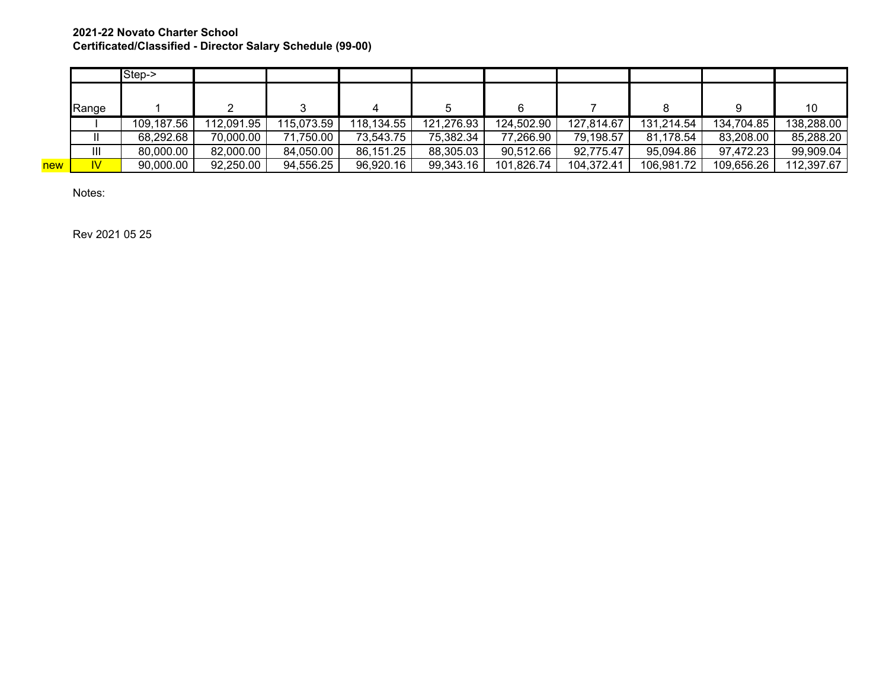**2021-22 Novato Charter School**
**Certificated/Classified - Director Salary Schedule (99-00)**

| | Range | 1 | 2 | 3 | 4 | 5 | 6 | 7 | 8 | 9 | 10 |
|---|---|---|---|---|---|---|---|---|---|---|---|
| | | Step-> | | | | | | | | | |
| | I | 109,187.56 | 112,091.95 | 115,073.59 | 118,134.55 | 121,276.93 | 124,502.90 | 127,814.67 | 131,214.54 | 134,704.85 | 138,288.00 |
| | II | 68,292.68 | 70,000.00 | 71,750.00 | 73,543.75 | 75,382.34 | 77,266.90 | 79,198.57 | 81,178.54 | 83,208.00 | 85,288.20 |
| | III | 80,000.00 | 82,000.00 | 84,050.00 | 86,151.25 | 88,305.03 | 90,512.66 | 92,775.47 | 95,094.86 | 97,472.23 | 99,909.04 |
| new | IV | 90,000.00 | 92,250.00 | 94,556.25 | 96,920.16 | 99,343.16 | 101,826.74 | 104,372.41 | 106,981.72 | 109,656.26 | 112,397.67 |

Notes:

Rev 2021 05 25